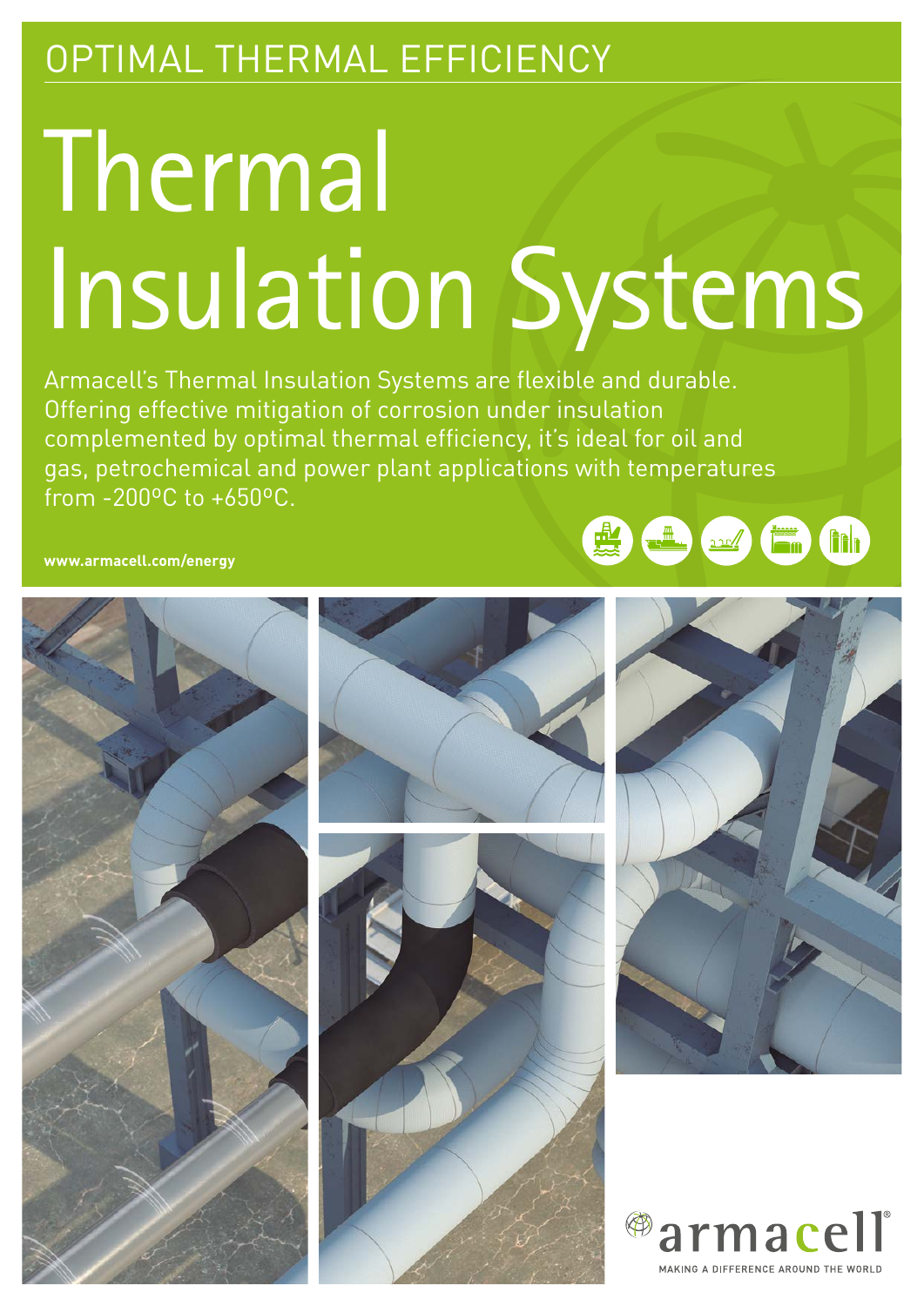OPTIMAL THERMAL EFFICIENCY

# Thermal Insulation Systems

Armacell's Thermal Insulation Systems are flexible and durable. Offering effective mitigation of corrosion under insulation complemented by optimal thermal efficiency, it's ideal for oil and gas, petrochemical and power plant applications with temperatures from -200°C to +650°C.

**www.armacell.com/energy**

armacell

MAKING A DIFFERENCE AROUND THE WORLD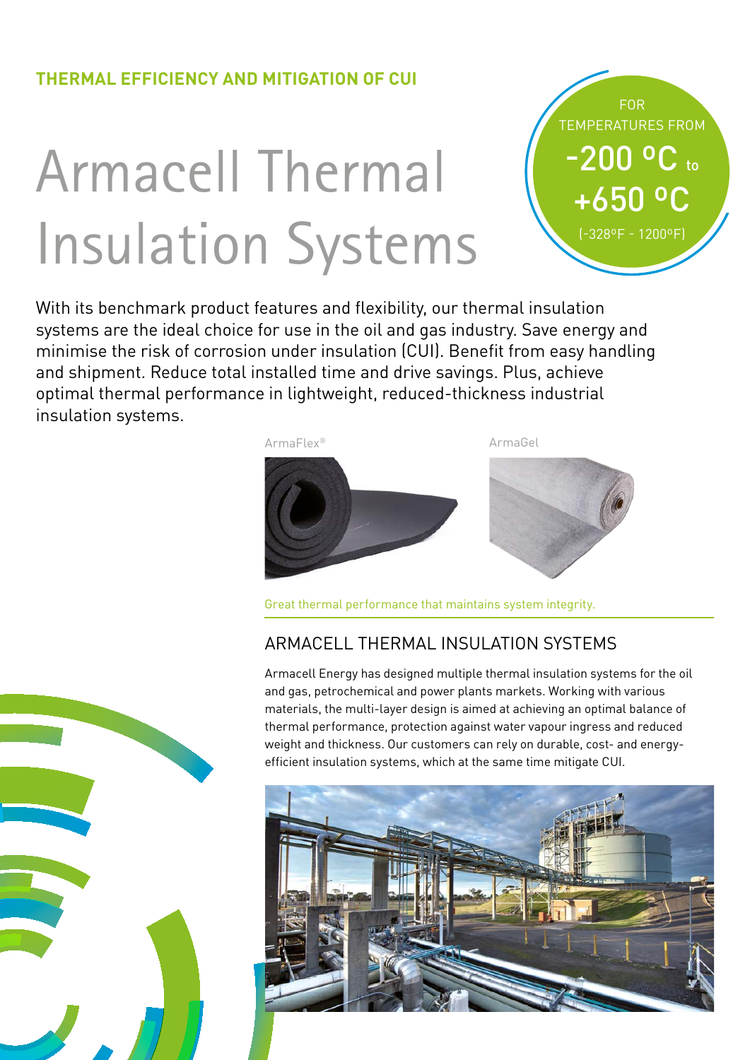**THERMAL EFFICIENCY AND MITIGATION OF CUI**

# Armacell Thermal Insulation Systems

FOR TEMPERATURES FROM
-200 °C to +650 °C
(-328°F - 1200°F)

With its benchmark product features and flexibility, our thermal insulation systems are the ideal choice for use in the oil and gas industry. Save energy and minimise the risk of corrosion under insulation (CUI). Benefit from easy handling and shipment. Reduce total installed time and drive savings. Plus, achieve optimal thermal performance in lightweight, reduced-thickness industrial insulation systems.

ArmaFlex®

ArmaGel

Great thermal performance that maintains system integrity.

## ARMACELL THERMAL INSULATION SYSTEMS

Armacell Energy has designed multiple thermal insulation systems for the oil and gas, petrochemical and power plants markets. Working with various materials, the multi-layer design is aimed at achieving an optimal balance of thermal performance, protection against water vapour ingress and reduced weight and thickness. Our customers can rely on durable, cost- and energy-efficient insulation systems, which at the same time mitigate CUI.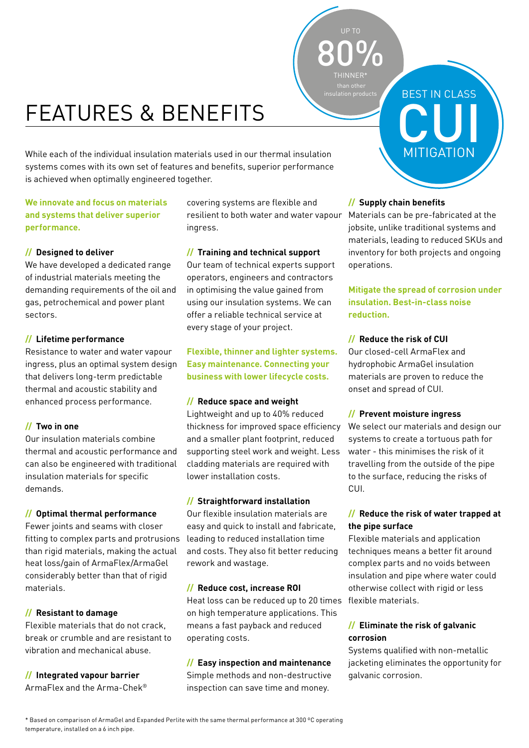# FEATURES & BENEFITS

UP TO **80%** THINNER* than other insulation products

BEST IN CLASS **CUI** MITIGATION

While each of the individual insulation materials used in our thermal insulation systems comes with its own set of features and benefits, superior performance is achieved when optimally engineered together.

**We innovate and focus on materials and systems that deliver superior performance.**

### // Designed to deliver

We have developed a dedicated range of industrial materials meeting the demanding requirements of the oil and gas, petrochemical and power plant sectors.

### // Lifetime performance

Resistance to water and water vapour ingress, plus an optimal system design that delivers long-term predictable thermal and acoustic stability and enhanced process performance.

### // Two in one

Our insulation materials combine thermal and acoustic performance and can also be engineered with traditional insulation materials for specific demands.

### // Optimal thermal performance

Fewer joints and seams with closer fitting to complex parts and protrusions than rigid materials, making the actual heat loss/gain of ArmaFlex/ArmaGel considerably better than that of rigid materials.

### // Resistant to damage

Flexible materials that do not crack, break or crumble and are resistant to vibration and mechanical abuse.

### // Integrated vapour barrier

ArmaFlex and the Arma-Chek® covering systems are flexible and resilient to both water and water vapour ingress.

### // Training and technical support

Our team of technical experts support operators, engineers and contractors in optimising the value gained from using our insulation systems. We can offer a reliable technical service at every stage of your project.

**Flexible, thinner and lighter systems. Easy maintenance. Connecting your business with lower lifecycle costs.**

### // Reduce space and weight

Lightweight and up to 40% reduced thickness for improved space efficiency and a smaller plant footprint, reduced supporting steel work and weight. Less cladding materials are required with lower installation costs.

### // Straightforward installation

Our flexible insulation materials are easy and quick to install and fabricate, leading to reduced installation time and costs. They also fit better reducing rework and wastage.

### // Reduce cost, increase ROI

Heat loss can be reduced up to 20 times on high temperature applications. This means a fast payback and reduced operating costs.

### // Easy inspection and maintenance

Simple methods and non-destructive inspection can save time and money.

### // Supply chain benefits

Materials can be pre-fabricated at the jobsite, unlike traditional systems and materials, leading to reduced SKUs and inventory for both projects and ongoing operations.

**Mitigate the spread of corrosion under insulation. Best-in-class noise reduction.**

### // Reduce the risk of CUI

Our closed-cell ArmaFlex and hydrophobic ArmaGel insulation materials are proven to reduce the onset and spread of CUI.

### // Prevent moisture ingress

We select our materials and design our systems to create a tortuous path for water - this minimises the risk of it travelling from the outside of the pipe to the surface, reducing the risks of CUI.

### // Reduce the risk of water trapped at the pipe surface

Flexible materials and application techniques means a better fit around complex parts and no voids between insulation and pipe where water could otherwise collect with rigid or less flexible materials.

### // Eliminate the risk of galvanic corrosion

Systems qualified with non-metallic jacketing eliminates the opportunity for galvanic corrosion.

* Based on comparison of ArmaGel and Expanded Perlite with the same thermal performance at 300 °C operating temperature, installed on a 6 inch pipe.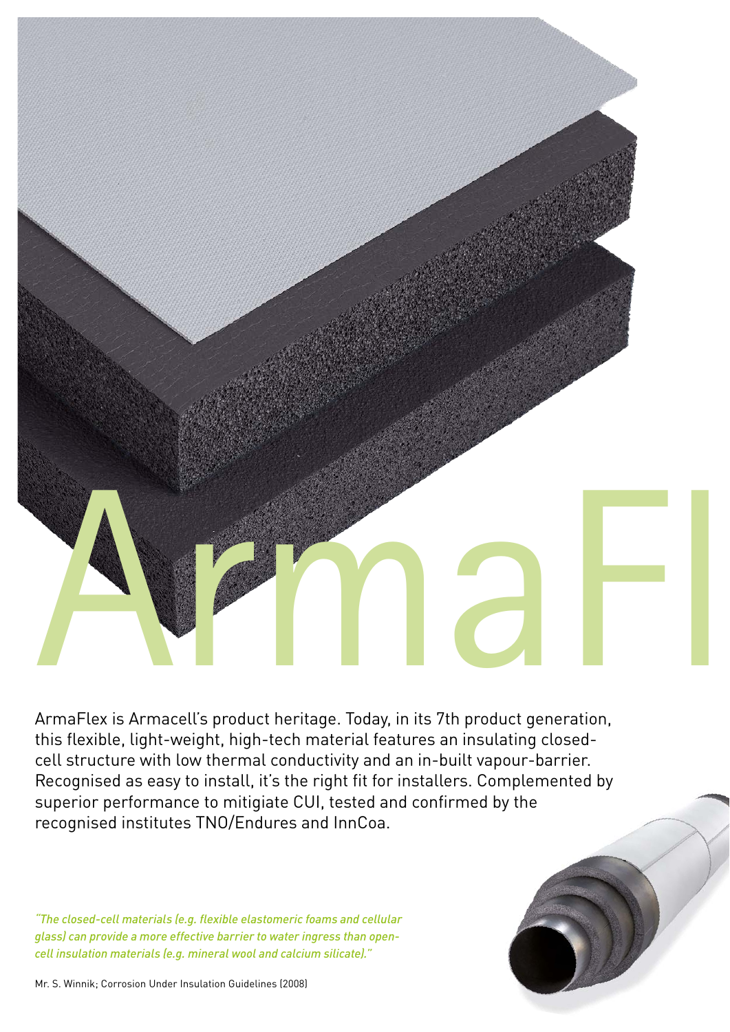# ArmaFl

ArmaFlex is Armacell's product heritage. Today, in its 7th product generation, this flexible, light-weight, high-tech material features an insulating closed-cell structure with low thermal conductivity and an in-built vapour-barrier. Recognised as easy to install, it's the right fit for installers. Complemented by superior performance to mitigiate CUI, tested and confirmed by the recognised institutes TNO/Endures and InnCoa.

*"The closed-cell materials (e.g. flexible elastomeric foams and cellular glass) can provide a more effective barrier to water ingress than open-cell insulation materials (e.g. mineral wool and calcium silicate)."*

Mr. S. Winnik; Corrosion Under Insulation Guidelines (2008)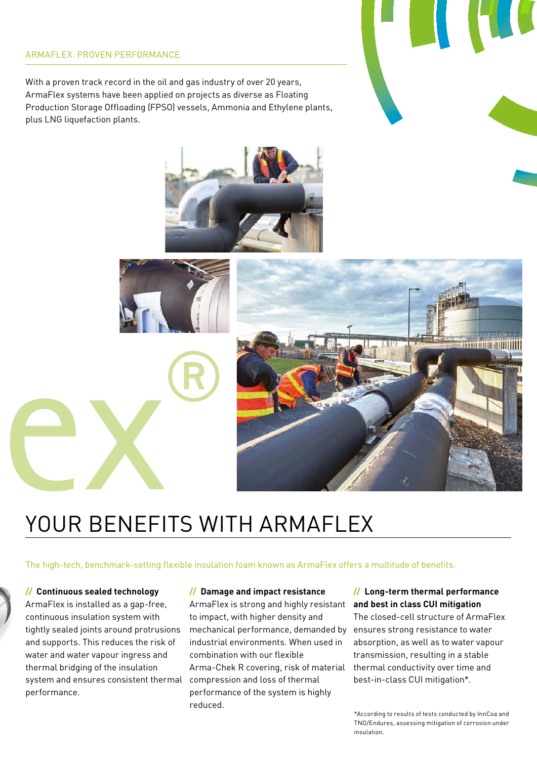ARMAFLEX. PROVEN PERFORMANCE.

With a proven track record in the oil and gas industry of over 20 years, ArmaFlex systems have been applied on projects as diverse as Floating Production Storage Offloading (FPSO) vessels, Ammonia and Ethylene plants, plus LNG liquefaction plants.

# YOUR BENEFITS WITH ARMAFLEX

The high-tech, benchmark-setting flexible insulation foam known as ArmaFlex offers a multitude of benefits.

**// Continuous sealed technology**
ArmaFlex is installed as a gap-free, continuous insulation system with tightly sealed joints around protrusions and supports. This reduces the risk of water and water vapour ingress and thermal bridging of the insulation system and ensures consistent thermal performance.

**// Damage and impact resistance**
ArmaFlex is strong and highly resistant to impact, with higher density and mechanical performance, demanded by industrial environments. When used in combination with our flexible Arma-Chek R covering, risk of material compression and loss of thermal performance of the system is highly reduced.

**// Long-term thermal performance and best in class CUI mitigation**
The closed-cell structure of ArmaFlex ensures strong resistance to water absorption, as well as to water vapour transmission, resulting in a stable thermal conductivity over time and best-in-class CUI mitigation*.

*According to results of tests conducted by InnCoa and TNO/Endures, assessing mitigation of corrosion under insulation.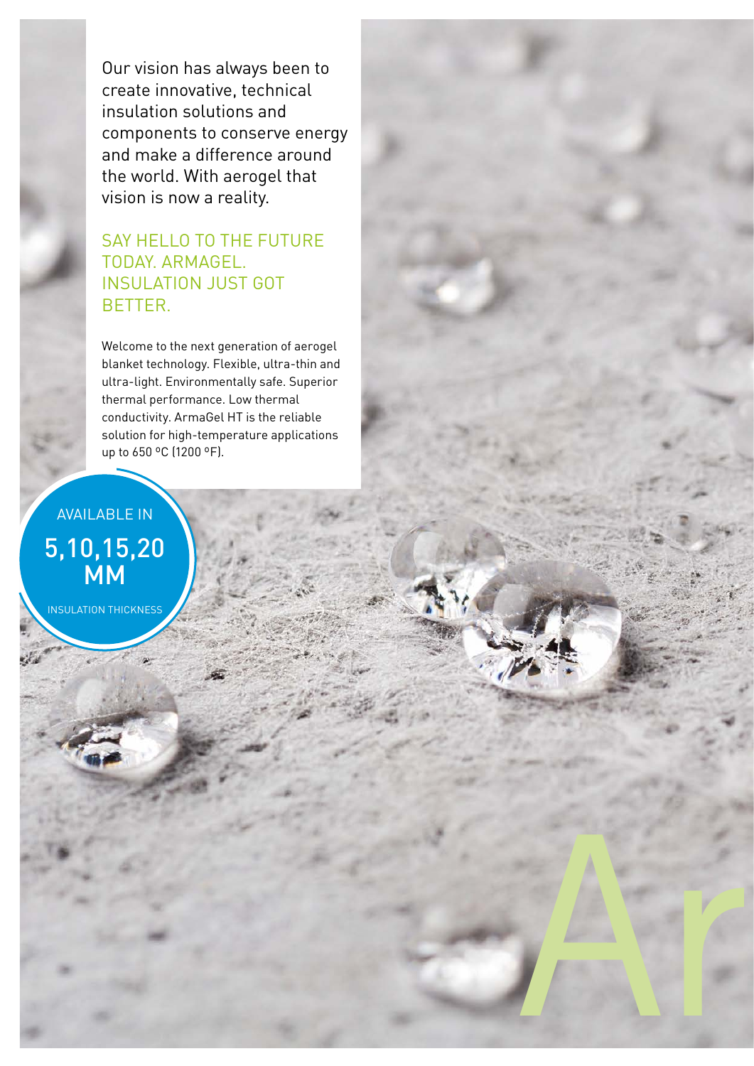Our vision has always been to create innovative, technical insulation solutions and components to conserve energy and make a difference around the world. With aerogel that vision is now a reality.

## SAY HELLO TO THE FUTURE TODAY. ARMAGEL. INSULATION JUST GOT BETTER.

Welcome to the next generation of aerogel blanket technology. Flexible, ultra-thin and ultra-light. Environmentally safe. Superior thermal performance. Low thermal conductivity. ArmaGel HT is the reliable solution for high-temperature applications up to 650 °C (1200 °F).

AVAILABLE IN

**5,10,15,20 MM**

INSULATION THICKNESS

Ar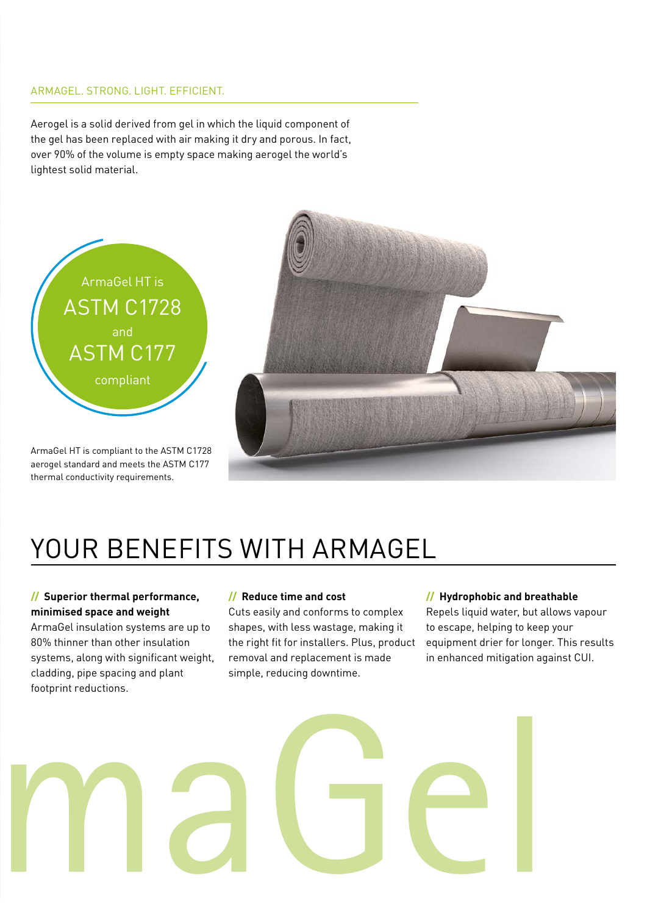ARMAGEL. STRONG. LIGHT. EFFICIENT.

Aerogel is a solid derived from gel in which the liquid component of the gel has been replaced with air making it dry and porous. In fact, over 90% of the volume is empty space making aerogel the world's lightest solid material.

ArmaGel HT is
ASTM C1728
and
ASTM C177
compliant

ArmaGel HT is compliant to the ASTM C1728 aerogel standard and meets the ASTM C177 thermal conductivity requirements.

# YOUR BENEFITS WITH ARMAGEL

**// Superior thermal performance, minimised space and weight**
ArmaGel insulation systems are up to 80% thinner than other insulation systems, along with significant weight, cladding, pipe spacing and plant footprint reductions.

**// Reduce time and cost**
Cuts easily and conforms to complex shapes, with less wastage, making it the right fit for installers. Plus, product removal and replacement is made simple, reducing downtime.

**// Hydrophobic and breathable**
Repels liquid water, but allows vapour to escape, helping to keep your equipment drier for longer. This results in enhanced mitigation against CUI.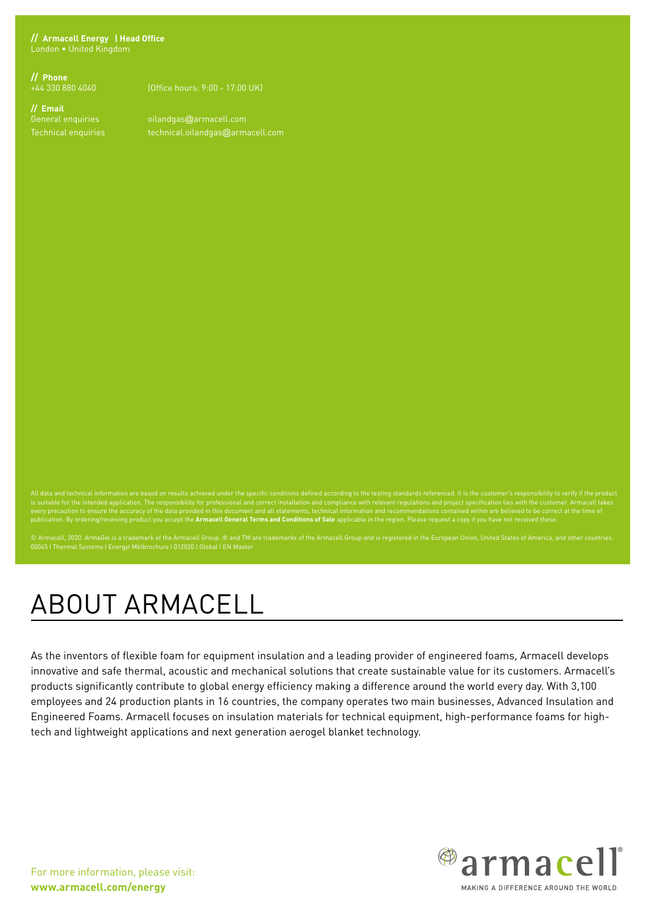**// Armacell Energy | Head Office**
London • United Kingdom

**// Phone**
+44 330 880 4040 (Office hours: 9:00 - 17:00 UK)

**// Email**
General enquiries oilandgas@armacell.com
Technical enquiries technical.oilandgas@armacell.com

All data and technical information are based on results achieved under the specific conditions defined according to the testing standards referenced. It is the customer's responsibility to verify if the product is suitable for the intended application. The responsibility for professional and correct installation and compliance with relevant regulations and project specification lies with the customer. Armacell takes every precaution to ensure the accuracy of the data provided in this document and all statements, technical information and recommendations contained within are believed to be correct at the time of publication. By ordering/receiving product you accept the **Armacell General Terms and Conditions of Sale** applicable in the region. Please request a copy if you have not received these.

© Armacell, 2020. ArmaGel is a trademark of the Armacell Group. ® and TM are trademarks of the Armacell Group and is registered in the European Union, United States of America, and other countries.
00045 I Thermal Systems I EnergyI Mktbrochure I 012020 I Global I EN Master

# ABOUT ARMACELL

As the inventors of flexible foam for equipment insulation and a leading provider of engineered foams, Armacell develops innovative and safe thermal, acoustic and mechanical solutions that create sustainable value for its customers. Armacell's products significantly contribute to global energy efficiency making a difference around the world every day. With 3,100 employees and 24 production plants in 16 countries, the company operates two main businesses, Advanced Insulation and Engineered Foams. Armacell focuses on insulation materials for technical equipment, high-performance foams for high-tech and lightweight applications and next generation aerogel blanket technology.

For more information, please visit:
**www.armacell.com/energy**

armacell®
MAKING A DIFFERENCE AROUND THE WORLD